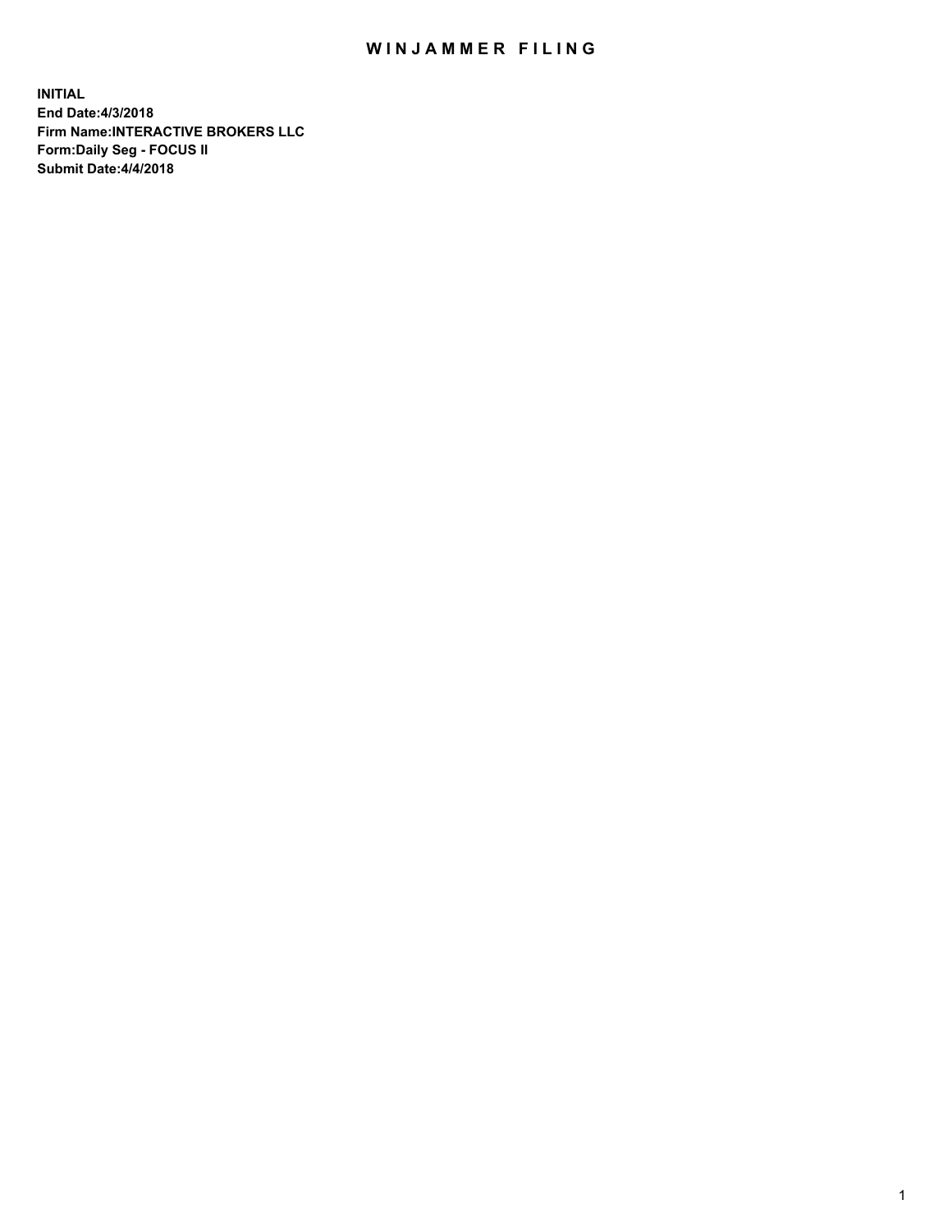# WINJAMMER FILING

**INITIAL**
**End Date:4/3/2018**
**Firm Name:INTERACTIVE BROKERS LLC**
**Form:Daily Seg - FOCUS II**
**Submit Date:4/4/2018**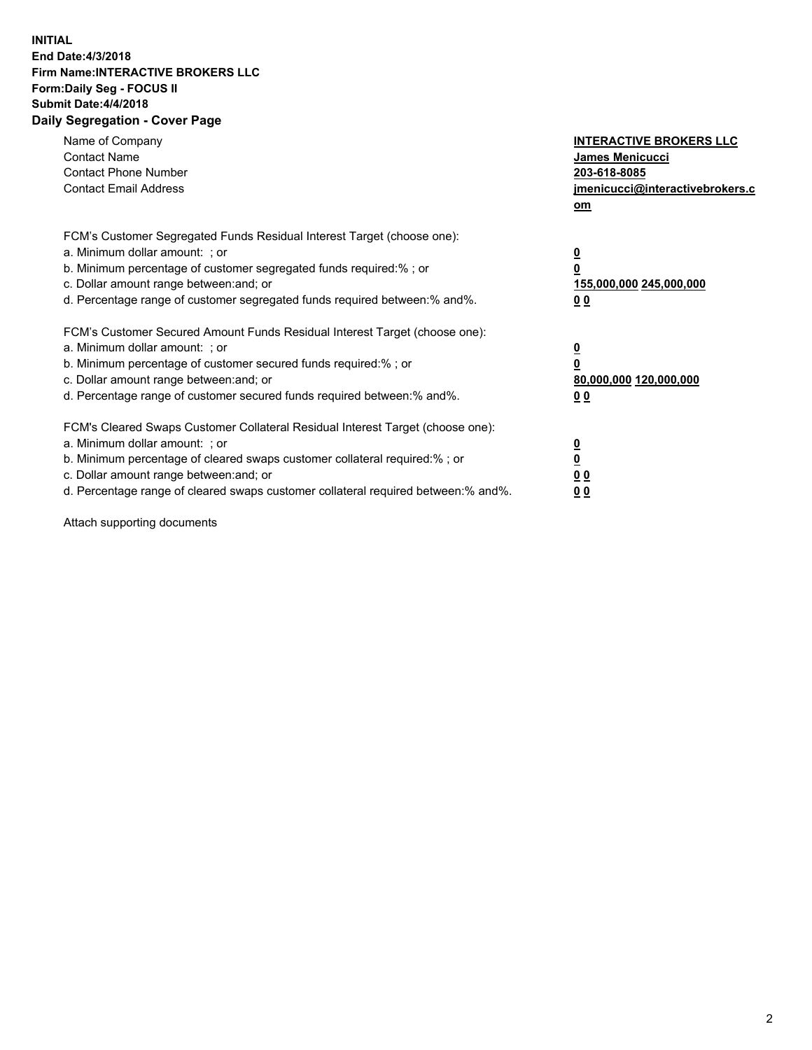**INITIAL**
**End Date:4/3/2018**
**Firm Name:INTERACTIVE BROKERS LLC**
**Form:Daily Seg - FOCUS II**
**Submit Date:4/4/2018**

## Daily Segregation - Cover Page

| | |
|---|---|
| Name of Company | **INTERACTIVE BROKERS LLC** |
| Contact Name | **James Menicucci** |
| Contact Phone Number | **203-618-8085** |
| Contact Email Address | **jmenicucci@interactivebrokers.com** |

FCM's Customer Segregated Funds Residual Interest Target (choose one):

| | |
|---|---|
| a. Minimum dollar amount: ; or | **0** |
| b. Minimum percentage of customer segregated funds required:% ; or | **0** |
| c. Dollar amount range between:and; or | **155,000,000 245,000,000** |
| d. Percentage range of customer segregated funds required between:% and%. | **0 0** |

FCM's Customer Secured Amount Funds Residual Interest Target (choose one):

| | |
|---|---|
| a. Minimum dollar amount: ; or | **0** |
| b. Minimum percentage of customer secured funds required:% ; or | **0** |
| c. Dollar amount range between:and; or | **80,000,000 120,000,000** |
| d. Percentage range of customer secured funds required between:% and%. | **0 0** |

FCM's Cleared Swaps Customer Collateral Residual Interest Target (choose one):

| | |
|---|---|
| a. Minimum dollar amount: ; or | **0** |
| b. Minimum percentage of cleared swaps customer collateral required:% ; or | **0** |
| c. Dollar amount range between:and; or | **0 0** |
| d. Percentage range of cleared swaps customer collateral required between:% and%. | **0 0** |

Attach supporting documents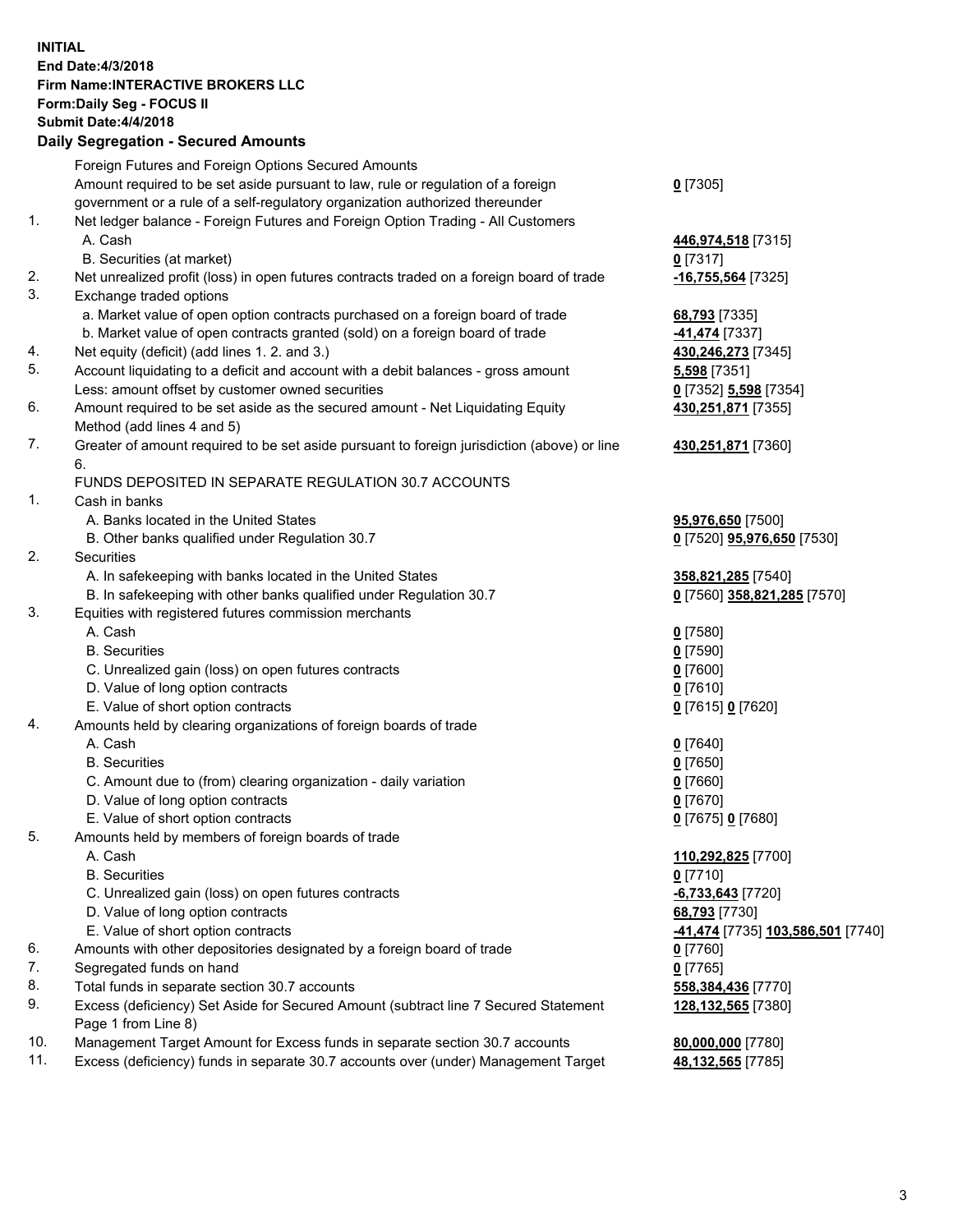**INITIAL**
**End Date:4/3/2018**
**Firm Name:INTERACTIVE BROKERS LLC**
**Form:Daily Seg - FOCUS II**
**Submit Date:4/4/2018**

## Daily Segregation - Secured Amounts

| | | |
|---|---|---|
| | Foreign Futures and Foreign Options Secured Amounts | |
| | Amount required to be set aside pursuant to law, rule or regulation of a foreign government or a rule of a self-regulatory organization authorized thereunder | **0** [7305] |
| 1. | Net ledger balance - Foreign Futures and Foreign Option Trading - All Customers | |
| | A. Cash | **446,974,518** [7315] |
| | B. Securities (at market) | **0** [7317] |
| 2. | Net unrealized profit (loss) in open futures contracts traded on a foreign board of trade | **-16,755,564** [7325] |
| 3. | Exchange traded options | |
| | a. Market value of open option contracts purchased on a foreign board of trade | **68,793** [7335] |
| | b. Market value of open contracts granted (sold) on a foreign board of trade | **-41,474** [7337] |
| 4. | Net equity (deficit) (add lines 1. 2. and 3.) | **430,246,273** [7345] |
| 5. | Account liquidating to a deficit and account with a debit balances - gross amount | **5,598** [7351] |
| | Less: amount offset by customer owned securities | **0** [7352] **5,598** [7354] |
| 6. | Amount required to be set aside as the secured amount - Net Liquidating Equity Method (add lines 4 and 5) | **430,251,871** [7355] |
| 7. | Greater of amount required to be set aside pursuant to foreign jurisdiction (above) or line 6. | **430,251,871** [7360] |
| | FUNDS DEPOSITED IN SEPARATE REGULATION 30.7 ACCOUNTS | |
| 1. | Cash in banks | |
| | A. Banks located in the United States | **95,976,650** [7500] |
| | B. Other banks qualified under Regulation 30.7 | **0** [7520] **95,976,650** [7530] |
| 2. | Securities | |
| | A. In safekeeping with banks located in the United States | **358,821,285** [7540] |
| | B. In safekeeping with other banks qualified under Regulation 30.7 | **0** [7560] **358,821,285** [7570] |
| 3. | Equities with registered futures commission merchants | |
| | A. Cash | **0** [7580] |
| | B. Securities | **0** [7590] |
| | C. Unrealized gain (loss) on open futures contracts | **0** [7600] |
| | D. Value of long option contracts | **0** [7610] |
| | E. Value of short option contracts | **0** [7615] **0** [7620] |
| 4. | Amounts held by clearing organizations of foreign boards of trade | |
| | A. Cash | **0** [7640] |
| | B. Securities | **0** [7650] |
| | C. Amount due to (from) clearing organization - daily variation | **0** [7660] |
| | D. Value of long option contracts | **0** [7670] |
| | E. Value of short option contracts | **0** [7675] **0** [7680] |
| 5. | Amounts held by members of foreign boards of trade | |
| | A. Cash | **110,292,825** [7700] |
| | B. Securities | **0** [7710] |
| | C. Unrealized gain (loss) on open futures contracts | **-6,733,643** [7720] |
| | D. Value of long option contracts | **68,793** [7730] |
| | E. Value of short option contracts | **-41,474** [7735] **103,586,501** [7740] |
| 6. | Amounts with other depositories designated by a foreign board of trade | **0** [7760] |
| 7. | Segregated funds on hand | **0** [7765] |
| 8. | Total funds in separate section 30.7 accounts | **558,384,436** [7770] |
| 9. | Excess (deficiency) Set Aside for Secured Amount (subtract line 7 Secured Statement Page 1 from Line 8) | **128,132,565** [7380] |
| 10. | Management Target Amount for Excess funds in separate section 30.7 accounts | **80,000,000** [7780] |
| 11. | Excess (deficiency) funds in separate 30.7 accounts over (under) Management Target | **48,132,565** [7785] |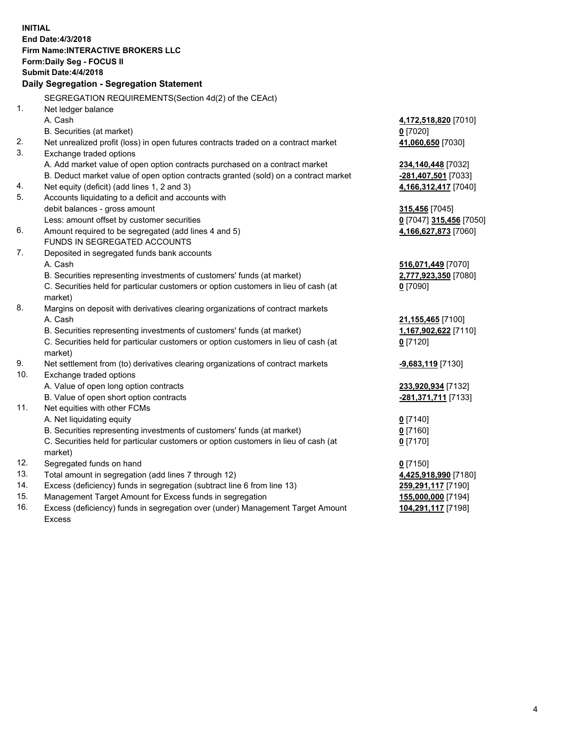**INITIAL**
**End Date:4/3/2018**
**Firm Name:INTERACTIVE BROKERS LLC**
**Form:Daily Seg - FOCUS II**
**Submit Date:4/4/2018**

**Daily Segregation - Segregation Statement**

| | | |
|---|---|---|
| | SEGREGATION REQUIREMENTS(Section 4d(2) of the CEAct) | |
| 1. | Net ledger balance | |
| | A. Cash | **4,172,518,820** [7010] |
| | B. Securities (at market) | **0** [7020] |
| 2. | Net unrealized profit (loss) in open futures contracts traded on a contract market | **41,060,650** [7030] |
| 3. | Exchange traded options | |
| | A. Add market value of open option contracts purchased on a contract market | **234,140,448** [7032] |
| | B. Deduct market value of open option contracts granted (sold) on a contract market | **-281,407,501** [7033] |
| 4. | Net equity (deficit) (add lines 1, 2 and 3) | **4,166,312,417** [7040] |
| 5. | Accounts liquidating to a deficit and accounts with | |
| | debit balances - gross amount | **315,456** [7045] |
| | Less: amount offset by customer securities | **0** [7047] **315,456** [7050] |
| 6. | Amount required to be segregated (add lines 4 and 5) | **4,166,627,873** [7060] |
| | FUNDS IN SEGREGATED ACCOUNTS | |
| 7. | Deposited in segregated funds bank accounts | |
| | A. Cash | **516,071,449** [7070] |
| | B. Securities representing investments of customers' funds (at market) | **2,777,923,350** [7080] |
| | C. Securities held for particular customers or option customers in lieu of cash (at market) | **0** [7090] |
| 8. | Margins on deposit with derivatives clearing organizations of contract markets | |
| | A. Cash | **21,155,465** [7100] |
| | B. Securities representing investments of customers' funds (at market) | **1,167,902,622** [7110] |
| | C. Securities held for particular customers or option customers in lieu of cash (at market) | **0** [7120] |
| 9. | Net settlement from (to) derivatives clearing organizations of contract markets | **-9,683,119** [7130] |
| 10. | Exchange traded options | |
| | A. Value of open long option contracts | **233,920,934** [7132] |
| | B. Value of open short option contracts | **-281,371,711** [7133] |
| 11. | Net equities with other FCMs | |
| | A. Net liquidating equity | **0** [7140] |
| | B. Securities representing investments of customers' funds (at market) | **0** [7160] |
| | C. Securities held for particular customers or option customers in lieu of cash (at market) | **0** [7170] |
| 12. | Segregated funds on hand | **0** [7150] |
| 13. | Total amount in segregation (add lines 7 through 12) | **4,425,918,990** [7180] |
| 14. | Excess (deficiency) funds in segregation (subtract line 6 from line 13) | **259,291,117** [7190] |
| 15. | Management Target Amount for Excess funds in segregation | **155,000,000** [7194] |
| 16. | Excess (deficiency) funds in segregation over (under) Management Target Amount Excess | **104,291,117** [7198] |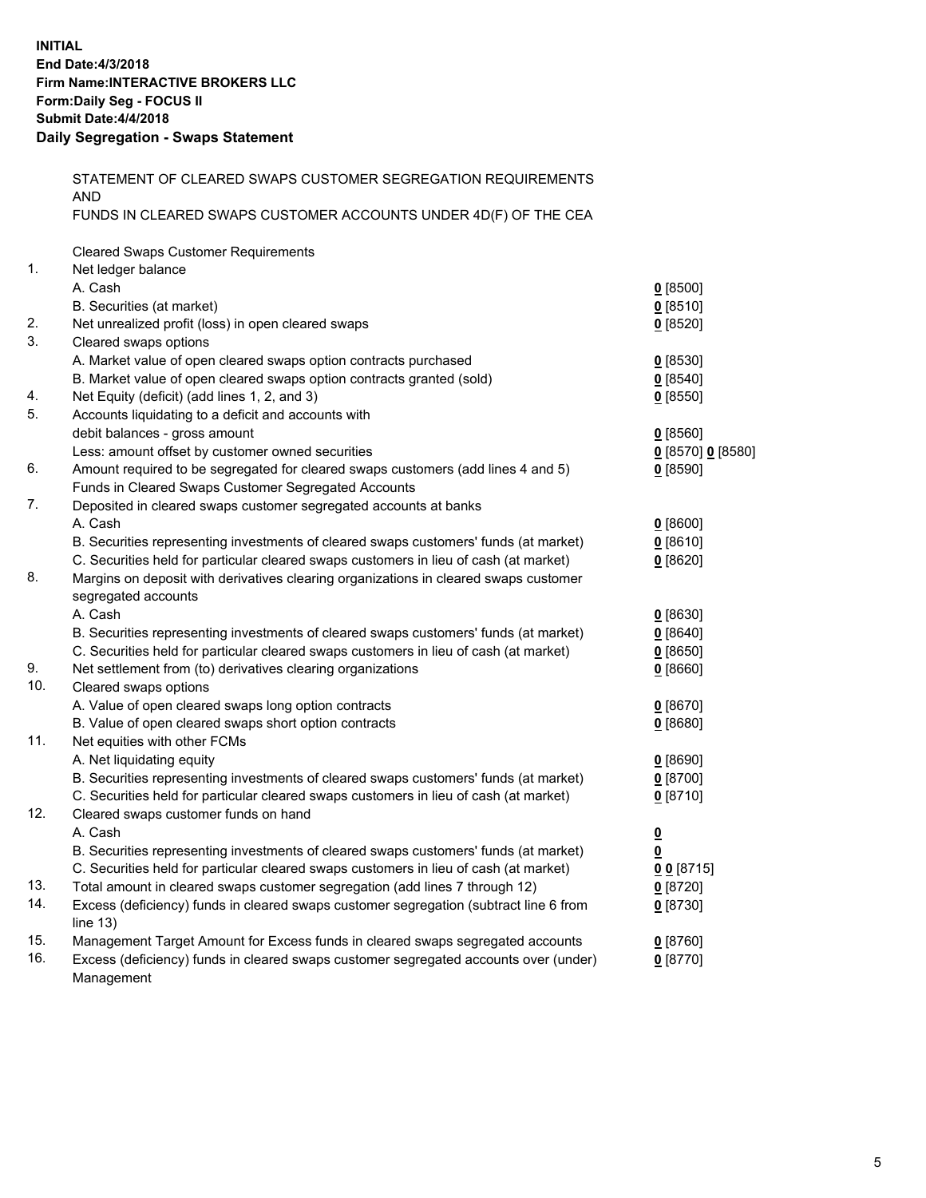**INITIAL**
**End Date:4/3/2018**
**Firm Name:INTERACTIVE BROKERS LLC**
**Form:Daily Seg - FOCUS II**
**Submit Date:4/4/2018**
**Daily Segregation - Swaps Statement**

STATEMENT OF CLEARED SWAPS CUSTOMER SEGREGATION REQUIREMENTS AND FUNDS IN CLEARED SWAPS CUSTOMER ACCOUNTS UNDER 4D(F) OF THE CEA

| | | |
|---|---|---|
| | Cleared Swaps Customer Requirements | |
| 1. | Net ledger balance | |
| | A. Cash | 0 [8500] |
| | B. Securities (at market) | 0 [8510] |
| 2. | Net unrealized profit (loss) in open cleared swaps | 0 [8520] |
| 3. | Cleared swaps options | |
| | A. Market value of open cleared swaps option contracts purchased | 0 [8530] |
| | B. Market value of open cleared swaps option contracts granted (sold) | 0 [8540] |
| 4. | Net Equity (deficit) (add lines 1, 2, and 3) | 0 [8550] |
| 5. | Accounts liquidating to a deficit and accounts with debit balances - gross amount | 0 [8560] |
| | Less: amount offset by customer owned securities | 0 [8570] 0 [8580] |
| 6. | Amount required to be segregated for cleared swaps customers (add lines 4 and 5) | 0 [8590] |
| | Funds in Cleared Swaps Customer Segregated Accounts | |
| 7. | Deposited in cleared swaps customer segregated accounts at banks | |
| | A. Cash | 0 [8600] |
| | B. Securities representing investments of cleared swaps customers' funds (at market) | 0 [8610] |
| | C. Securities held for particular cleared swaps customers in lieu of cash (at market) | 0 [8620] |
| 8. | Margins on deposit with derivatives clearing organizations in cleared swaps customer segregated accounts | |
| | A. Cash | 0 [8630] |
| | B. Securities representing investments of cleared swaps customers' funds (at market) | 0 [8640] |
| | C. Securities held for particular cleared swaps customers in lieu of cash (at market) | 0 [8650] |
| 9. | Net settlement from (to) derivatives clearing organizations | 0 [8660] |
| 10. | Cleared swaps options | |
| | A. Value of open cleared swaps long option contracts | 0 [8670] |
| | B. Value of open cleared swaps short option contracts | 0 [8680] |
| 11. | Net equities with other FCMs | |
| | A. Net liquidating equity | 0 [8690] |
| | B. Securities representing investments of cleared swaps customers' funds (at market) | 0 [8700] |
| | C. Securities held for particular cleared swaps customers in lieu of cash (at market) | 0 [8710] |
| 12. | Cleared swaps customer funds on hand | |
| | A. Cash | 0 |
| | B. Securities representing investments of cleared swaps customers' funds (at market) | 0 |
| | C. Securities held for particular cleared swaps customers in lieu of cash (at market) | 0 0 [8715] |
| 13. | Total amount in cleared swaps customer segregation (add lines 7 through 12) | 0 [8720] |
| 14. | Excess (deficiency) funds in cleared swaps customer segregation (subtract line 6 from line 13) | 0 [8730] |
| 15. | Management Target Amount for Excess funds in cleared swaps segregated accounts | 0 [8760] |
| 16. | Excess (deficiency) funds in cleared swaps customer segregated accounts over (under) Management | 0 [8770] |